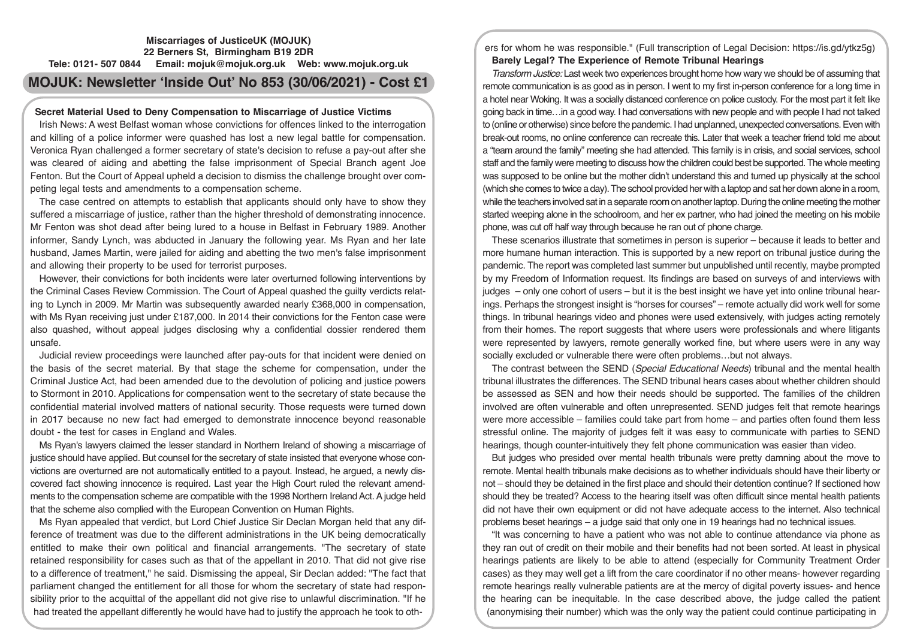**Miscarriages of JusticeUK (MOJUK)**
**22 Berners St, Birmingham B19 2DR**
**Tele: 0121- 507 0844 Email: mojuk@mojuk.org.uk Web: www.mojuk.org.uk**

# MOJUK: Newsletter 'Inside Out' No 853 (30/06/2021) - Cost £1

## Secret Material Used to Deny Compensation to Miscarriage of Justice Victims

Irish News: A west Belfast woman whose convictions for offences linked to the interrogation and killing of a police informer were quashed has lost a new legal battle for compensation. Veronica Ryan challenged a former secretary of state's decision to refuse a pay-out after she was cleared of aiding and abetting the false imprisonment of Special Branch agent Joe Fenton. But the Court of Appeal upheld a decision to dismiss the challenge brought over competing legal tests and amendments to a compensation scheme.

The case centred on attempts to establish that applicants should only have to show they suffered a miscarriage of justice, rather than the higher threshold of demonstrating innocence. Mr Fenton was shot dead after being lured to a house in Belfast in February 1989. Another informer, Sandy Lynch, was abducted in January the following year. Ms Ryan and her late husband, James Martin, were jailed for aiding and abetting the two men's false imprisonment and allowing their property to be used for terrorist purposes.

However, their convictions for both incidents were later overturned following interventions by the Criminal Cases Review Commission. The Court of Appeal quashed the guilty verdicts relating to Lynch in 2009. Mr Martin was subsequently awarded nearly £368,000 in compensation, with Ms Ryan receiving just under £187,000. In 2014 their convictions for the Fenton case were also quashed, without appeal judges disclosing why a confidential dossier rendered them unsafe.

Judicial review proceedings were launched after pay-outs for that incident were denied on the basis of the secret material. By that stage the scheme for compensation, under the Criminal Justice Act, had been amended due to the devolution of policing and justice powers to Stormont in 2010. Applications for compensation went to the secretary of state because the confidential material involved matters of national security. Those requests were turned down in 2017 because no new fact had emerged to demonstrate innocence beyond reasonable doubt - the test for cases in England and Wales.

Ms Ryan's lawyers claimed the lesser standard in Northern Ireland of showing a miscarriage of justice should have applied. But counsel for the secretary of state insisted that everyone whose convictions are overturned are not automatically entitled to a payout. Instead, he argued, a newly discovered fact showing innocence is required. Last year the High Court ruled the relevant amendments to the compensation scheme are compatible with the 1998 Northern Ireland Act. A judge held that the scheme also complied with the European Convention on Human Rights.

Ms Ryan appealed that verdict, but Lord Chief Justice Sir Declan Morgan held that any difference of treatment was due to the different administrations in the UK being democratically entitled to make their own political and financial arrangements. "The secretary of state retained responsibility for cases such as that of the appellant in 2010. That did not give rise to a difference of treatment," he said. Dismissing the appeal, Sir Declan added: "The fact that parliament changed the entitlement for all those for whom the secretary of state had responsibility prior to the acquittal of the appellant did not give rise to unlawful discrimination. "If he had treated the appellant differently he would have had to justify the approach he took to others for whom he was responsible." (Full transcription of Legal Decision: https://is.gd/ytkz5g)

## Barely Legal? The Experience of Remote Tribunal Hearings

*Transform Justice:* Last week two experiences brought home how wary we should be of assuming that remote communication is as good as in person. I went to my first in-person conference for a long time in a hotel near Woking. It was a socially distanced conference on police custody. For the most part it felt like going back in time…in a good way. I had conversations with new people and with people I had not talked to (online or otherwise) since before the pandemic. I had unplanned, unexpected conversations. Even with break-out rooms, no online conference can recreate this. Later that week a teacher friend told me about a "team around the family" meeting she had attended. This family is in crisis, and social services, school staff and the family were meeting to discuss how the children could best be supported. The whole meeting was supposed to be online but the mother didn't understand this and turned up physically at the school (which she comes to twice a day). The school provided her with a laptop and sat her down alone in a room, while the teachers involved sat in a separate room on another laptop. During the online meeting the mother started weeping alone in the schoolroom, and her ex partner, who had joined the meeting on his mobile phone, was cut off half way through because he ran out of phone charge.

These scenarios illustrate that sometimes in person is superior – because it leads to better and more humane human interaction. This is supported by a new report on tribunal justice during the pandemic. The report was completed last summer but unpublished until recently, maybe prompted by my Freedom of Information request. Its findings are based on surveys of and interviews with judges – only one cohort of users – but it is the best insight we have yet into online tribunal hearings. Perhaps the strongest insight is "horses for courses" – remote actually did work well for some things. In tribunal hearings video and phones were used extensively, with judges acting remotely from their homes. The report suggests that where users were professionals and where litigants were represented by lawyers, remote generally worked fine, but where users were in any way socially excluded or vulnerable there were often problems…but not always.

The contrast between the SEND (*Special Educational Needs*) tribunal and the mental health tribunal illustrates the differences. The SEND tribunal hears cases about whether children should be assessed as SEN and how their needs should be supported. The families of the children involved are often vulnerable and often unrepresented. SEND judges felt that remote hearings were more accessible – families could take part from home – and parties often found them less stressful online. The majority of judges felt it was easy to communicate with parties to SEND hearings, though counter-intuitively they felt phone communication was easier than video.

But judges who presided over mental health tribunals were pretty damning about the move to remote. Mental health tribunals make decisions as to whether individuals should have their liberty or not – should they be detained in the first place and should their detention continue? If sectioned how should they be treated? Access to the hearing itself was often difficult since mental health patients did not have their own equipment or did not have adequate access to the internet. Also technical problems beset hearings – a judge said that only one in 19 hearings had no technical issues.

"It was concerning to have a patient who was not able to continue attendance via phone as they ran out of credit on their mobile and their benefits had not been sorted. At least in physical hearings patients are likely to be able to attend (especially for Community Treatment Order cases) as they may well get a lift from the care coordinator if no other means- however regarding remote hearings really vulnerable patients are at the mercy of digital poverty issues- and hence the hearing can be inequitable. In the case described above, the judge called the patient (anonymising their number) which was the only way the patient could continue participating in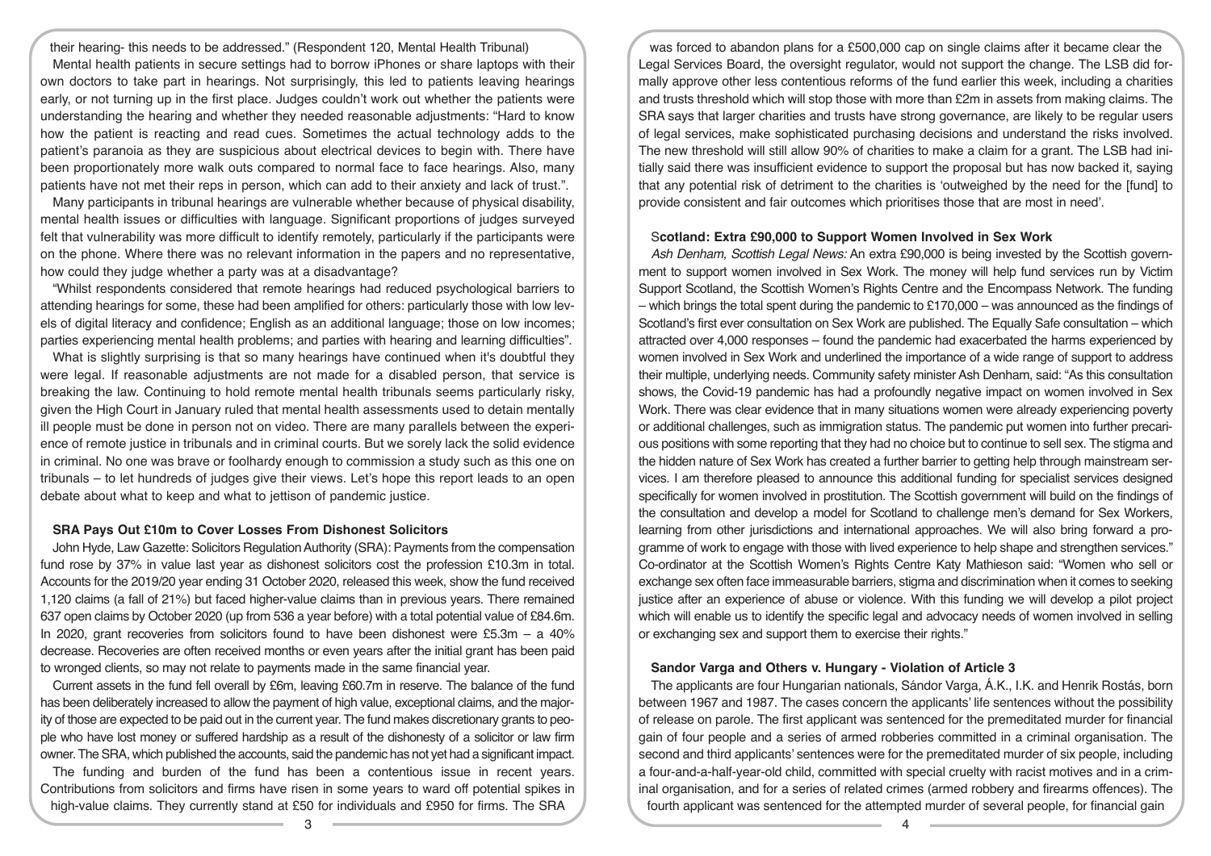their hearing- this needs to be addressed." (Respondent 120, Mental Health Tribunal)

Mental health patients in secure settings had to borrow iPhones or share laptops with their own doctors to take part in hearings. Not surprisingly, this led to patients leaving hearings early, or not turning up in the first place. Judges couldn't work out whether the patients were understanding the hearing and whether they needed reasonable adjustments: "Hard to know how the patient is reacting and read cues. Sometimes the actual technology adds to the patient's paranoia as they are suspicious about electrical devices to begin with. There have been proportionately more walk outs compared to normal face to face hearings. Also, many patients have not met their reps in person, which can add to their anxiety and lack of trust.".

Many participants in tribunal hearings are vulnerable whether because of physical disability, mental health issues or difficulties with language. Significant proportions of judges surveyed felt that vulnerability was more difficult to identify remotely, particularly if the participants were on the phone. Where there was no relevant information in the papers and no representative, how could they judge whether a party was at a disadvantage?

"Whilst respondents considered that remote hearings had reduced psychological barriers to attending hearings for some, these had been amplified for others: particularly those with low levels of digital literacy and confidence; English as an additional language; those on low incomes; parties experiencing mental health problems; and parties with hearing and learning difficulties".

What is slightly surprising is that so many hearings have continued when it's doubtful they were legal. If reasonable adjustments are not made for a disabled person, that service is breaking the law. Continuing to hold remote mental health tribunals seems particularly risky, given the High Court in January ruled that mental health assessments used to detain mentally ill people must be done in person not on video. There are many parallels between the experience of remote justice in tribunals and in criminal courts. But we sorely lack the solid evidence in criminal. No one was brave or foolhardy enough to commission a study such as this one on tribunals – to let hundreds of judges give their views. Let's hope this report leads to an open debate about what to keep and what to jettison of pandemic justice.

### SRA Pays Out £10m to Cover Losses From Dishonest Solicitors

John Hyde, Law Gazette: Solicitors Regulation Authority (SRA): Payments from the compensation fund rose by 37% in value last year as dishonest solicitors cost the profession £10.3m in total. Accounts for the 2019/20 year ending 31 October 2020, released this week, show the fund received 1,120 claims (a fall of 21%) but faced higher-value claims than in previous years. There remained 637 open claims by October 2020 (up from 536 a year before) with a total potential value of £84.6m. In 2020, grant recoveries from solicitors found to have been dishonest were £5.3m – a 40% decrease. Recoveries are often received months or even years after the initial grant has been paid to wronged clients, so may not relate to payments made in the same financial year.

Current assets in the fund fell overall by £6m, leaving £60.7m in reserve. The balance of the fund has been deliberately increased to allow the payment of high value, exceptional claims, and the majority of those are expected to be paid out in the current year. The fund makes discretionary grants to people who have lost money or suffered hardship as a result of the dishonesty of a solicitor or law firm owner. The SRA, which published the accounts, said the pandemic has not yet had a significant impact.

The funding and burden of the fund has been a contentious issue in recent years. Contributions from solicitors and firms have risen in some years to ward off potential spikes in high-value claims. They currently stand at £50 for individuals and £950 for firms. The SRA was forced to abandon plans for a £500,000 cap on single claims after it became clear the Legal Services Board, the oversight regulator, would not support the change. The LSB did formally approve other less contentious reforms of the fund earlier this week, including a charities and trusts threshold which will stop those with more than £2m in assets from making claims. The SRA says that larger charities and trusts have strong governance, are likely to be regular users of legal services, make sophisticated purchasing decisions and understand the risks involved. The new threshold will still allow 90% of charities to make a claim for a grant. The LSB had initially said there was insufficient evidence to support the proposal but has now backed it, saying that any potential risk of detriment to the charities is 'outweighed by the need for the [fund] to provide consistent and fair outcomes which prioritises those that are most in need'.

### Scotland: Extra £90,000 to Support Women Involved in Sex Work

*Ash Denham, Scottish Legal News:* An extra £90,000 is being invested by the Scottish government to support women involved in Sex Work. The money will help fund services run by Victim Support Scotland, the Scottish Women's Rights Centre and the Encompass Network. The funding – which brings the total spent during the pandemic to £170,000 – was announced as the findings of Scotland's first ever consultation on Sex Work are published. The Equally Safe consultation – which attracted over 4,000 responses – found the pandemic had exacerbated the harms experienced by women involved in Sex Work and underlined the importance of a wide range of support to address their multiple, underlying needs. Community safety minister Ash Denham, said: "As this consultation shows, the Covid-19 pandemic has had a profoundly negative impact on women involved in Sex Work. There was clear evidence that in many situations women were already experiencing poverty or additional challenges, such as immigration status. The pandemic put women into further precarious positions with some reporting that they had no choice but to continue to sell sex. The stigma and the hidden nature of Sex Work has created a further barrier to getting help through mainstream services. I am therefore pleased to announce this additional funding for specialist services designed specifically for women involved in prostitution. The Scottish government will build on the findings of the consultation and develop a model for Scotland to challenge men's demand for Sex Workers, learning from other jurisdictions and international approaches. We will also bring forward a programme of work to engage with those with lived experience to help shape and strengthen services." Co-ordinator at the Scottish Women's Rights Centre Katy Mathieson said: "Women who sell or exchange sex often face immeasurable barriers, stigma and discrimination when it comes to seeking justice after an experience of abuse or violence. With this funding we will develop a pilot project which will enable us to identify the specific legal and advocacy needs of women involved in selling or exchanging sex and support them to exercise their rights."

### Sandor Varga and Others v. Hungary - Violation of Article 3

The applicants are four Hungarian nationals, Sándor Varga, Á.K., I.K. and Henrik Rostás, born between 1967 and 1987. The cases concern the applicants' life sentences without the possibility of release on parole. The first applicant was sentenced for the premeditated murder for financial gain of four people and a series of armed robberies committed in a criminal organisation. The second and third applicants' sentences were for the premeditated murder of six people, including a four-and-a-half-year-old child, committed with special cruelty with racist motives and in a criminal organisation, and for a series of related crimes (armed robbery and firearms offences). The fourth applicant was sentenced for the attempted murder of several people, for financial gain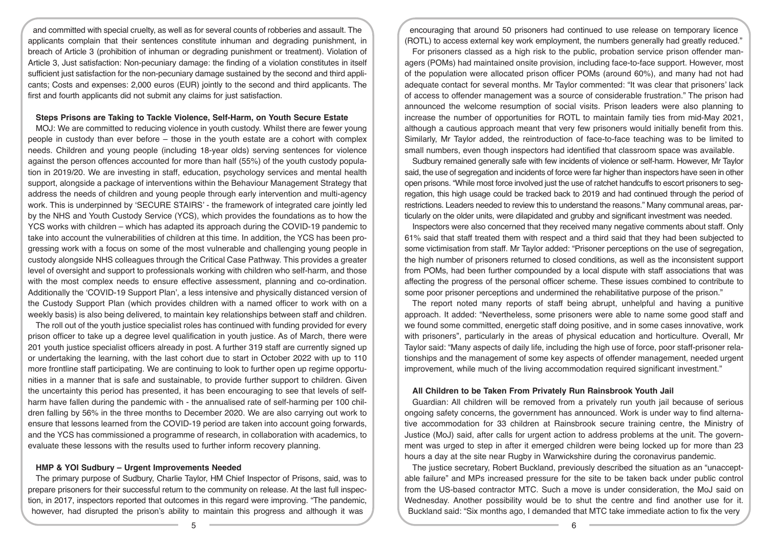and committed with special cruelty, as well as for several counts of robberies and assault. The applicants complain that their sentences constitute inhuman and degrading punishment, in breach of Article 3 (prohibition of inhuman or degrading punishment or treatment). Violation of Article 3, Just satisfaction: Non-pecuniary damage: the finding of a violation constitutes in itself sufficient just satisfaction for the non-pecuniary damage sustained by the second and third applicants; Costs and expenses: 2,000 euros (EUR) jointly to the second and third applicants. The first and fourth applicants did not submit any claims for just satisfaction.

### Steps Prisons are Taking to Tackle Violence, Self-Harm, on Youth Secure Estate

MOJ: We are committed to reducing violence in youth custody. Whilst there are fewer young people in custody than ever before – those in the youth estate are a cohort with complex needs. Children and young people (including 18-year olds) serving sentences for violence against the person offences accounted for more than half (55%) of the youth custody population in 2019/20. We are investing in staff, education, psychology services and mental health support, alongside a package of interventions within the Behaviour Management Strategy that address the needs of children and young people through early intervention and multi-agency work. This is underpinned by 'SECURE STAIRS' - the framework of integrated care jointly led by the NHS and Youth Custody Service (YCS), which provides the foundations as to how the YCS works with children – which has adapted its approach during the COVID-19 pandemic to take into account the vulnerabilities of children at this time. In addition, the YCS has been progressing work with a focus on some of the most vulnerable and challenging young people in custody alongside NHS colleagues through the Critical Case Pathway. This provides a greater level of oversight and support to professionals working with children who self-harm, and those with the most complex needs to ensure effective assessment, planning and co-ordination. Additionally the 'COVID-19 Support Plan', a less intensive and physically distanced version of the Custody Support Plan (which provides children with a named officer to work with on a weekly basis) is also being delivered, to maintain key relationships between staff and children.

The roll out of the youth justice specialist roles has continued with funding provided for every prison officer to take up a degree level qualification in youth justice. As of March, there were 201 youth justice specialist officers already in post. A further 319 staff are currently signed up or undertaking the learning, with the last cohort due to start in October 2022 with up to 110 more frontline staff participating. We are continuing to look to further open up regime opportunities in a manner that is safe and sustainable, to provide further support to children. Given the uncertainty this period has presented, it has been encouraging to see that levels of self-harm have fallen during the pandemic with - the annualised rate of self-harming per 100 children falling by 56% in the three months to December 2020. We are also carrying out work to ensure that lessons learned from the COVID-19 period are taken into account going forwards, and the YCS has commissioned a programme of research, in collaboration with academics, to evaluate these lessons with the results used to further inform recovery planning.

### HMP & YOI Sudbury – Urgent Improvements Needed

The primary purpose of Sudbury, Charlie Taylor, HM Chief Inspector of Prisons, said, was to prepare prisoners for their successful return to the community on release. At the last full inspection, in 2017, inspectors reported that outcomes in this regard were improving. "The pandemic, however, had disrupted the prison's ability to maintain this progress and although it was encouraging that around 50 prisoners had continued to use release on temporary licence (ROTL) to access external key work employment, the numbers generally had greatly reduced."

For prisoners classed as a high risk to the public, probation service prison offender managers (POMs) had maintained onsite provision, including face-to-face support. However, most of the population were allocated prison officer POMs (around 60%), and many had not had adequate contact for several months. Mr Taylor commented: "It was clear that prisoners' lack of access to offender management was a source of considerable frustration." The prison had announced the welcome resumption of social visits. Prison leaders were also planning to increase the number of opportunities for ROTL to maintain family ties from mid-May 2021, although a cautious approach meant that very few prisoners would initially benefit from this. Similarly, Mr Taylor added, the reintroduction of face-to-face teaching was to be limited to small numbers, even though inspectors had identified that classroom space was available.

Sudbury remained generally safe with few incidents of violence or self-harm. However, Mr Taylor said, the use of segregation and incidents of force were far higher than inspectors have seen in other open prisons. "While most force involved just the use of ratchet handcuffs to escort prisoners to segregation, this high usage could be tracked back to 2019 and had continued through the period of restrictions. Leaders needed to review this to understand the reasons." Many communal areas, particularly on the older units, were dilapidated and grubby and significant investment was needed.

Inspectors were also concerned that they received many negative comments about staff. Only 61% said that staff treated them with respect and a third said that they had been subjected to some victimisation from staff. Mr Taylor added: "Prisoner perceptions on the use of segregation, the high number of prisoners returned to closed conditions, as well as the inconsistent support from POMs, had been further compounded by a local dispute with staff associations that was affecting the progress of the personal officer scheme. These issues combined to contribute to some poor prisoner perceptions and undermined the rehabilitative purpose of the prison."

The report noted many reports of staff being abrupt, unhelpful and having a punitive approach. It added: "Nevertheless, some prisoners were able to name some good staff and we found some committed, energetic staff doing positive, and in some cases innovative, work with prisoners", particularly in the areas of physical education and horticulture. Overall, Mr Taylor said: "Many aspects of daily life, including the high use of force, poor staff-prisoner relationships and the management of some key aspects of offender management, needed urgent improvement, while much of the living accommodation required significant investment."

### All Children to be Taken From Privately Run Rainsbrook Youth Jail

Guardian: All children will be removed from a privately run youth jail because of serious ongoing safety concerns, the government has announced. Work is under way to find alternative accommodation for 33 children at Rainsbrook secure training centre, the Ministry of Justice (MoJ) said, after calls for urgent action to address problems at the unit. The government was urged to step in after it emerged children were being locked up for more than 23 hours a day at the site near Rugby in Warwickshire during the coronavirus pandemic.

The justice secretary, Robert Buckland, previously described the situation as an "unacceptable failure" and MPs increased pressure for the site to be taken back under public control from the US-based contractor MTC. Such a move is under consideration, the MoJ said on Wednesday. Another possibility would be to shut the centre and find another use for it. Buckland said: "Six months ago, I demanded that MTC take immediate action to fix the very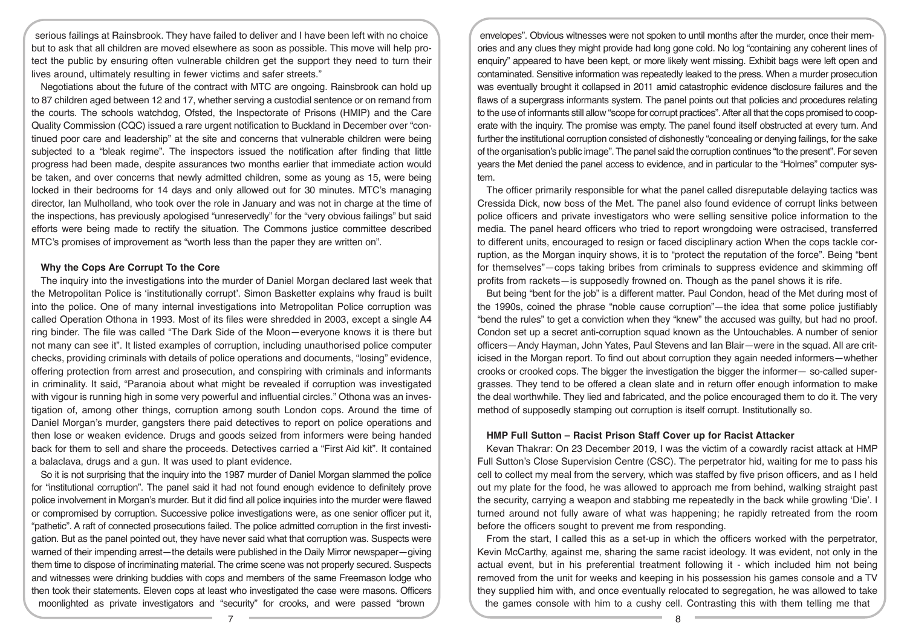serious failings at Rainsbrook. They have failed to deliver and I have been left with no choice but to ask that all children are moved elsewhere as soon as possible. This move will help protect the public by ensuring often vulnerable children get the support they need to turn their lives around, ultimately resulting in fewer victims and safer streets."

Negotiations about the future of the contract with MTC are ongoing. Rainsbrook can hold up to 87 children aged between 12 and 17, whether serving a custodial sentence or on remand from the courts. The schools watchdog, Ofsted, the Inspectorate of Prisons (HMIP) and the Care Quality Commission (CQC) issued a rare urgent notification to Buckland in December over "continued poor care and leadership" at the site and concerns that vulnerable children were being subjected to a "bleak regime". The inspectors issued the notification after finding that little progress had been made, despite assurances two months earlier that immediate action would be taken, and over concerns that newly admitted children, some as young as 15, were being locked in their bedrooms for 14 days and only allowed out for 30 minutes. MTC's managing director, Ian Mulholland, who took over the role in January and was not in charge at the time of the inspections, has previously apologised "unreservedly" for the "very obvious failings" but said efforts were being made to rectify the situation. The Commons justice committee described MTC's promises of improvement as "worth less than the paper they are written on".

### Why the Cops Are Corrupt To the Core

The inquiry into the investigations into the murder of Daniel Morgan declared last week that the Metropolitan Police is 'institutionally corrupt'. Simon Basketter explains why fraud is built into the police. One of many internal investigations into Metropolitan Police corruption was called Operation Othona in 1993. Most of its files were shredded in 2003, except a single A4 ring binder. The file was called "The Dark Side of the Moon—everyone knows it is there but not many can see it". It listed examples of corruption, including unauthorised police computer checks, providing criminals with details of police operations and documents, "losing" evidence, offering protection from arrest and prosecution, and conspiring with criminals and informants in criminality. It said, "Paranoia about what might be revealed if corruption was investigated with vigour is running high in some very powerful and influential circles." Othona was an investigation of, among other things, corruption among south London cops. Around the time of Daniel Morgan's murder, gangsters there paid detectives to report on police operations and then lose or weaken evidence. Drugs and goods seized from informers were being handed back for them to sell and share the proceeds. Detectives carried a "First Aid kit". It contained a balaclava, drugs and a gun. It was used to plant evidence.

So it is not surprising that the inquiry into the 1987 murder of Daniel Morgan slammed the police for "institutional corruption". The panel said it had not found enough evidence to definitely prove police involvement in Morgan's murder. But it did find all police inquiries into the murder were flawed or compromised by corruption. Successive police investigations were, as one senior officer put it, "pathetic". A raft of connected prosecutions failed. The police admitted corruption in the first investigation. But as the panel pointed out, they have never said what that corruption was. Suspects were warned of their impending arrest—the details were published in the Daily Mirror newspaper—giving them time to dispose of incriminating material. The crime scene was not properly secured. Suspects and witnesses were drinking buddies with cops and members of the same Freemason lodge who then took their statements. Eleven cops at least who investigated the case were masons. Officers moonlighted as private investigators and "security" for crooks, and were passed "brown envelopes". Obvious witnesses were not spoken to until months after the murder, once their memories and any clues they might provide had long gone cold. No log "containing any coherent lines of enquiry" appeared to have been kept, or more likely went missing. Exhibit bags were left open and contaminated. Sensitive information was repeatedly leaked to the press. When a murder prosecution was eventually brought it collapsed in 2011 amid catastrophic evidence disclosure failures and the flaws of a supergrass informants system. The panel points out that policies and procedures relating to the use of informants still allow "scope for corrupt practices". After all that the cops promised to cooperate with the inquiry. The promise was empty. The panel found itself obstructed at every turn. And further the institutional corruption consisted of dishonestly "concealing or denying failings, for the sake of the organisation's public image". The panel said the corruption continues "to the present". For seven years the Met denied the panel access to evidence, and in particular to the "Holmes" computer system.

The officer primarily responsible for what the panel called disreputable delaying tactics was Cressida Dick, now boss of the Met. The panel also found evidence of corrupt links between police officers and private investigators who were selling sensitive police information to the media. The panel heard officers who tried to report wrongdoing were ostracised, transferred to different units, encouraged to resign or faced disciplinary action When the cops tackle corruption, as the Morgan inquiry shows, it is to "protect the reputation of the force". Being "bent for themselves"—cops taking bribes from criminals to suppress evidence and skimming off profits from rackets—is supposedly frowned on. Though as the panel shows it is rife.

But being "bent for the job" is a different matter. Paul Condon, head of the Met during most of the 1990s, coined the phrase "noble cause corruption"—the idea that some police justifiably "bend the rules" to get a conviction when they "knew" the accused was guilty, but had no proof. Condon set up a secret anti-corruption squad known as the Untouchables. A number of senior officers—Andy Hayman, John Yates, Paul Stevens and Ian Blair—were in the squad. All are criticised in the Morgan report. To find out about corruption they again needed informers—whether crooks or crooked cops. The bigger the investigation the bigger the informer— so-called supergrasses. They tend to be offered a clean slate and in return offer enough information to make the deal worthwhile. They lied and fabricated, and the police encouraged them to do it. The very method of supposedly stamping out corruption is itself corrupt. Institutionally so.

### HMP Full Sutton – Racist Prison Staff Cover up for Racist Attacker

Kevan Thakrar: On 23 December 2019, I was the victim of a cowardly racist attack at HMP Full Sutton's Close Supervision Centre (CSC). The perpetrator hid, waiting for me to pass his cell to collect my meal from the servery, which was staffed by five prison officers, and as I held out my plate for the food, he was allowed to approach me from behind, walking straight past the security, carrying a weapon and stabbing me repeatedly in the back while growling 'Die'. I turned around not fully aware of what was happening; he rapidly retreated from the room before the officers sought to prevent me from responding.

From the start, I called this as a set-up in which the officers worked with the perpetrator, Kevin McCarthy, against me, sharing the same racist ideology. It was evident, not only in the actual event, but in his preferential treatment following it - which included him not being removed from the unit for weeks and keeping in his possession his games console and a TV they supplied him with, and once eventually relocated to segregation, he was allowed to take the games console with him to a cushy cell. Contrasting this with them telling me that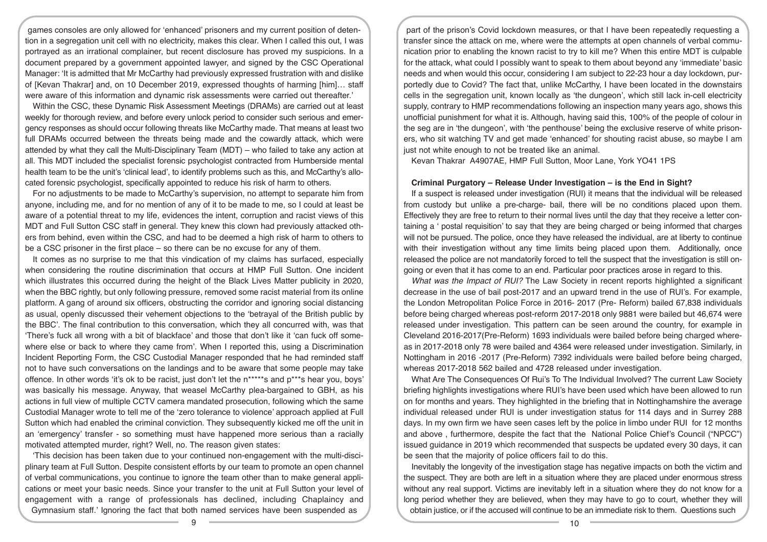games consoles are only allowed for 'enhanced' prisoners and my current position of detention in a segregation unit cell with no electricity, makes this clear. When I called this out, I was portrayed as an irrational complainer, but recent disclosure has proved my suspicions. In a document prepared by a government appointed lawyer, and signed by the CSC Operational Manager: 'It is admitted that Mr McCarthy had previously expressed frustration with and dislike of [Kevan Thakrar] and, on 10 December 2019, expressed thoughts of harming [him]… staff were aware of this information and dynamic risk assessments were carried out thereafter.'

Within the CSC, these Dynamic Risk Assessment Meetings (DRAMs) are carried out at least weekly for thorough review, and before every unlock period to consider such serious and emergency responses as should occur following threats like McCarthy made. That means at least two full DRAMs occurred between the threats being made and the cowardly attack, which were attended by what they call the Multi-Disciplinary Team (MDT) – who failed to take any action at all. This MDT included the specialist forensic psychologist contracted from Humberside mental health team to be the unit's 'clinical lead', to identify problems such as this, and McCarthy's allocated forensic psychologist, specifically appointed to reduce his risk of harm to others.

For no adjustments to be made to McCarthy's supervision, no attempt to separate him from anyone, including me, and for no mention of any of it to be made to me, so I could at least be aware of a potential threat to my life, evidences the intent, corruption and racist views of this MDT and Full Sutton CSC staff in general. They knew this clown had previously attacked others from behind, even within the CSC, and had to be deemed a high risk of harm to others to be a CSC prisoner in the first place – so there can be no excuse for any of them.

It comes as no surprise to me that this vindication of my claims has surfaced, especially when considering the routine discrimination that occurs at HMP Full Sutton. One incident which illustrates this occurred during the height of the Black Lives Matter publicity in 2020, when the BBC rightly, but only following pressure, removed some racist material from its online platform. A gang of around six officers, obstructing the corridor and ignoring social distancing as usual, openly discussed their vehement objections to the 'betrayal of the British public by the BBC'. The final contribution to this conversation, which they all concurred with, was that 'There's fuck all wrong with a bit of blackface' and those that don't like it 'can fuck off somewhere else or back to where they came from'. When I reported this, using a Discrimination Incident Reporting Form, the CSC Custodial Manager responded that he had reminded staff not to have such conversations on the landings and to be aware that some people may take offence. In other words 'it's ok to be racist, just don't let the n*****s and p***s hear you, boys' was basically his message. Anyway, that weasel McCarthy plea-bargained to GBH, as his actions in full view of multiple CCTV camera mandated prosecution, following which the same Custodial Manager wrote to tell me of the 'zero tolerance to violence' approach applied at Full Sutton which had enabled the criminal conviction. They subsequently kicked me off the unit in an 'emergency' transfer - so something must have happened more serious than a racially motivated attempted murder, right? Well, no. The reason given states:

'This decision has been taken due to your continued non-engagement with the multi-disciplinary team at Full Sutton. Despite consistent efforts by our team to promote an open channel of verbal communications, you continue to ignore the team other than to make general applications or meet your basic needs. Since your transfer to the unit at Full Sutton your level of engagement with a range of professionals has declined, including Chaplaincy and Gymnasium staff.' Ignoring the fact that both named services have been suspended as part of the prison's Covid lockdown measures, or that I have been repeatedly requesting a transfer since the attack on me, where were the attempts at open channels of verbal communication prior to enabling the known racist to try to kill me? When this entire MDT is culpable for the attack, what could I possibly want to speak to them about beyond any 'immediate' basic needs and when would this occur, considering I am subject to 22-23 hour a day lockdown, purportedly due to Covid? The fact that, unlike McCarthy, I have been located in the downstairs cells in the segregation unit, known locally as 'the dungeon', which still lack in-cell electricity supply, contrary to HMP recommendations following an inspection many years ago, shows this unofficial punishment for what it is. Although, having said this, 100% of the people of colour in the seg are in 'the dungeon', with 'the penthouse' being the exclusive reserve of white prisoners, who sit watching TV and get made 'enhanced' for shouting racist abuse, so maybe I am just not white enough to not be treated like an animal.

Kevan Thakrar A4907AE, HMP Full Sutton, Moor Lane, York YO41 1PS

## Criminal Purgatory – Release Under Investigation – is the End in Sight?

If a suspect is released under investigation (RUI) it means that the individual will be released from custody but unlike a pre-charge- bail, there will be no conditions placed upon them. Effectively they are free to return to their normal lives until the day that they receive a letter containing a ' postal requisition' to say that they are being charged or being informed that charges will not be pursued. The police, once they have released the individual, are at liberty to continue with their investigation without any time limits being placed upon them. Additionally, once released the police are not mandatorily forced to tell the suspect that the investigation is still ongoing or even that it has come to an end. Particular poor practices arose in regard to this.

*What was the Impact of RUI?* The Law Society in recent reports highlighted a significant decrease in the use of bail post-2017 and an upward trend in the use of RUI's. For example, the London Metropolitan Police Force in 2016- 2017 (Pre- Reform) bailed 67,838 individuals before being charged whereas post-reform 2017-2018 only 9881 were bailed but 46,674 were released under investigation. This pattern can be seen around the country, for example in Cleveland 2016-2017(Pre-Reform) 1693 individuals were bailed before being charged whereas in 2017-2018 only 78 were bailed and 4364 were released under investigation. Similarly, in Nottingham in 2016 -2017 (Pre-Reform) 7392 individuals were bailed before being charged, whereas 2017-2018 562 bailed and 4728 released under investigation.

What Are The Consequences Of Rui's To The Individual Involved? The current Law Society briefing highlights investigations where RUI's have been used which have been allowed to run on for months and years. They highlighted in the briefing that in Nottinghamshire the average individual released under RUI is under investigation status for 114 days and in Surrey 288 days. In my own firm we have seen cases left by the police in limbo under RUI for 12 months and above , furthermore, despite the fact that the National Police Chief's Council ("NPCC") issued guidance in 2019 which recommended that suspects be updated every 30 days, it can be seen that the majority of police officers fail to do this.

Inevitably the longevity of the investigation stage has negative impacts on both the victim and the suspect. They are both are left in a situation where they are placed under enormous stress without any real support. Victims are inevitably left in a situation where they do not know for a long period whether they are believed, when they may have to go to court, whether they will obtain justice, or if the accused will continue to be an immediate risk to them. Questions such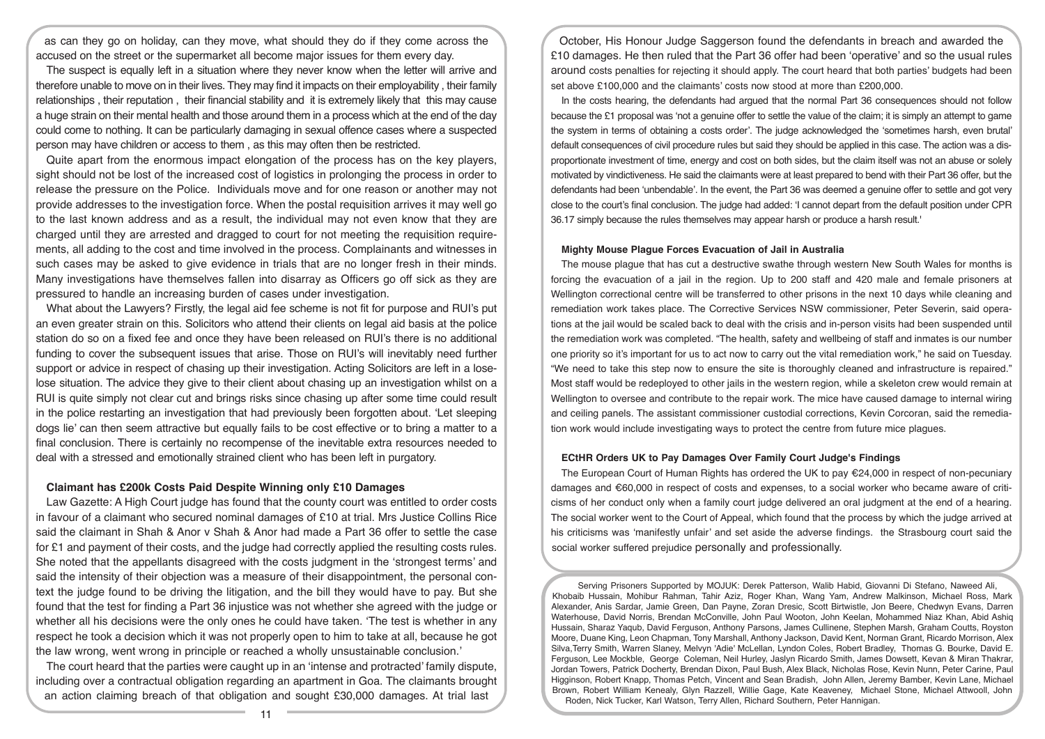as can they go on holiday, can they move, what should they do if they come across the accused on the street or the supermarket all become major issues for them every day.

The suspect is equally left in a situation where they never know when the letter will arrive and therefore unable to move on in their lives. They may find it impacts on their employability , their family relationships , their reputation , their financial stability and it is extremely likely that this may cause a huge strain on their mental health and those around them in a process which at the end of the day could come to nothing. It can be particularly damaging in sexual offence cases where a suspected person may have children or access to them , as this may often then be restricted.

Quite apart from the enormous impact elongation of the process has on the key players, sight should not be lost of the increased cost of logistics in prolonging the process in order to release the pressure on the Police. Individuals move and for one reason or another may not provide addresses to the investigation force. When the postal requisition arrives it may well go to the last known address and as a result, the individual may not even know that they are charged until they are arrested and dragged to court for not meeting the requisition requirements, all adding to the cost and time involved in the process. Complainants and witnesses in such cases may be asked to give evidence in trials that are no longer fresh in their minds. Many investigations have themselves fallen into disarray as Officers go off sick as they are pressured to handle an increasing burden of cases under investigation.

What about the Lawyers? Firstly, the legal aid fee scheme is not fit for purpose and RUI's put an even greater strain on this. Solicitors who attend their clients on legal aid basis at the police station do so on a fixed fee and once they have been released on RUI's there is no additional funding to cover the subsequent issues that arise. Those on RUI's will inevitably need further support or advice in respect of chasing up their investigation. Acting Solicitors are left in a lose-lose situation. The advice they give to their client about chasing up an investigation whilst on a RUI is quite simply not clear cut and brings risks since chasing up after some time could result in the police restarting an investigation that had previously been forgotten about. 'Let sleeping dogs lie' can then seem attractive but equally fails to be cost effective or to bring a matter to a final conclusion. There is certainly no recompense of the inevitable extra resources needed to deal with a stressed and emotionally strained client who has been left in purgatory.

### Claimant has £200k Costs Paid Despite Winning only £10 Damages

Law Gazette: A High Court judge has found that the county court was entitled to order costs in favour of a claimant who secured nominal damages of £10 at trial. Mrs Justice Collins Rice said the claimant in Shah & Anor v Shah & Anor had made a Part 36 offer to settle the case for £1 and payment of their costs, and the judge had correctly applied the resulting costs rules. She noted that the appellants disagreed with the costs judgment in the 'strongest terms' and said the intensity of their objection was a measure of their disappointment, the personal context the judge found to be driving the litigation, and the bill they would have to pay. But she found that the test for finding a Part 36 injustice was not whether she agreed with the judge or whether all his decisions were the only ones he could have taken. 'The test is whether in any respect he took a decision which it was not properly open to him to take at all, because he got the law wrong, went wrong in principle or reached a wholly unsustainable conclusion.'

The court heard that the parties were caught up in an 'intense and protracted' family dispute, including over a contractual obligation regarding an apartment in Goa. The claimants brought an action claiming breach of that obligation and sought £30,000 damages. At trial last October, His Honour Judge Saggerson found the defendants in breach and awarded the £10 damages. He then ruled that the Part 36 offer had been 'operative' and so the usual rules around costs penalties for rejecting it should apply. The court heard that both parties' budgets had been set above £100,000 and the claimants' costs now stood at more than £200,000.

In the costs hearing, the defendants had argued that the normal Part 36 consequences should not follow because the £1 proposal was 'not a genuine offer to settle the value of the claim; it is simply an attempt to game the system in terms of obtaining a costs order'. The judge acknowledged the 'sometimes harsh, even brutal' default consequences of civil procedure rules but said they should be applied in this case. The action was a disproportionate investment of time, energy and cost on both sides, but the claim itself was not an abuse or solely motivated by vindictiveness. He said the claimants were at least prepared to bend with their Part 36 offer, but the defendants had been 'unbendable'. In the event, the Part 36 was deemed a genuine offer to settle and got very close to the court's final conclusion. The judge had added: 'I cannot depart from the default position under CPR 36.17 simply because the rules themselves may appear harsh or produce a harsh result.'

### Mighty Mouse Plague Forces Evacuation of Jail in Australia

The mouse plague that has cut a destructive swathe through western New South Wales for months is forcing the evacuation of a jail in the region. Up to 200 staff and 420 male and female prisoners at Wellington correctional centre will be transferred to other prisons in the next 10 days while cleaning and remediation work takes place. The Corrective Services NSW commissioner, Peter Severin, said operations at the jail would be scaled back to deal with the crisis and in-person visits had been suspended until the remediation work was completed. "The health, safety and wellbeing of staff and inmates is our number one priority so it's important for us to act now to carry out the vital remediation work," he said on Tuesday. "We need to take this step now to ensure the site is thoroughly cleaned and infrastructure is repaired." Most staff would be redeployed to other jails in the western region, while a skeleton crew would remain at Wellington to oversee and contribute to the repair work. The mice have caused damage to internal wiring and ceiling panels. The assistant commissioner custodial corrections, Kevin Corcoran, said the remediation work would include investigating ways to protect the centre from future mice plagues.

### ECtHR Orders UK to Pay Damages Over Family Court Judge's Findings

The European Court of Human Rights has ordered the UK to pay €24,000 in respect of non-pecuniary damages and €60,000 in respect of costs and expenses, to a social worker who became aware of criticisms of her conduct only when a family court judge delivered an oral judgment at the end of a hearing. The social worker went to the Court of Appeal, which found that the process by which the judge arrived at his criticisms was 'manifestly unfair' and set aside the adverse findings. the Strasbourg court said the social worker suffered prejudice personally and professionally.

Serving Prisoners Supported by MOJUK: Derek Patterson, Walib Habid, Giovanni Di Stefano, Naweed Ali, Khobaib Hussain, Mohibur Rahman, Tahir Aziz, Roger Khan, Wang Yam, Andrew Malkinson, Michael Ross, Mark Alexander, Anis Sardar, Jamie Green, Dan Payne, Zoran Dresic, Scott Birtwistle, Jon Beere, Chedwyn Evans, Darren Waterhouse, David Norris, Brendan McConville, John Paul Wooton, John Keelan, Mohammed Niaz Khan, Abid Ashiq Hussain, Sharaz Yaqub, David Ferguson, Anthony Parsons, James Cullinene, Stephen Marsh, Graham Coutts, Royston Moore, Duane King, Leon Chapman, Tony Marshall, Anthony Jackson, David Kent, Norman Grant, Ricardo Morrison, Alex Silva,Terry Smith, Warren Slaney, Melvyn 'Adie' McLellan, Lyndon Coles, Robert Bradley, Thomas G. Bourke, David E. Ferguson, Lee Mockble, George Coleman, Neil Hurley, Jaslyn Ricardo Smith, James Dowsett, Kevan & Miran Thakrar, Jordan Towers, Patrick Docherty, Brendan Dixon, Paul Bush, Alex Black, Nicholas Rose, Kevin Nunn, Peter Carine, Paul Higginson, Robert Knapp, Thomas Petch, Vincent and Sean Bradish, John Allen, Jeremy Bamber, Kevin Lane, Michael Brown, Robert William Kenealy, Glyn Razzell, Willie Gage, Kate Keaveney, Michael Stone, Michael Attwooll, John Roden, Nick Tucker, Karl Watson, Terry Allen, Richard Southern, Peter Hannigan.